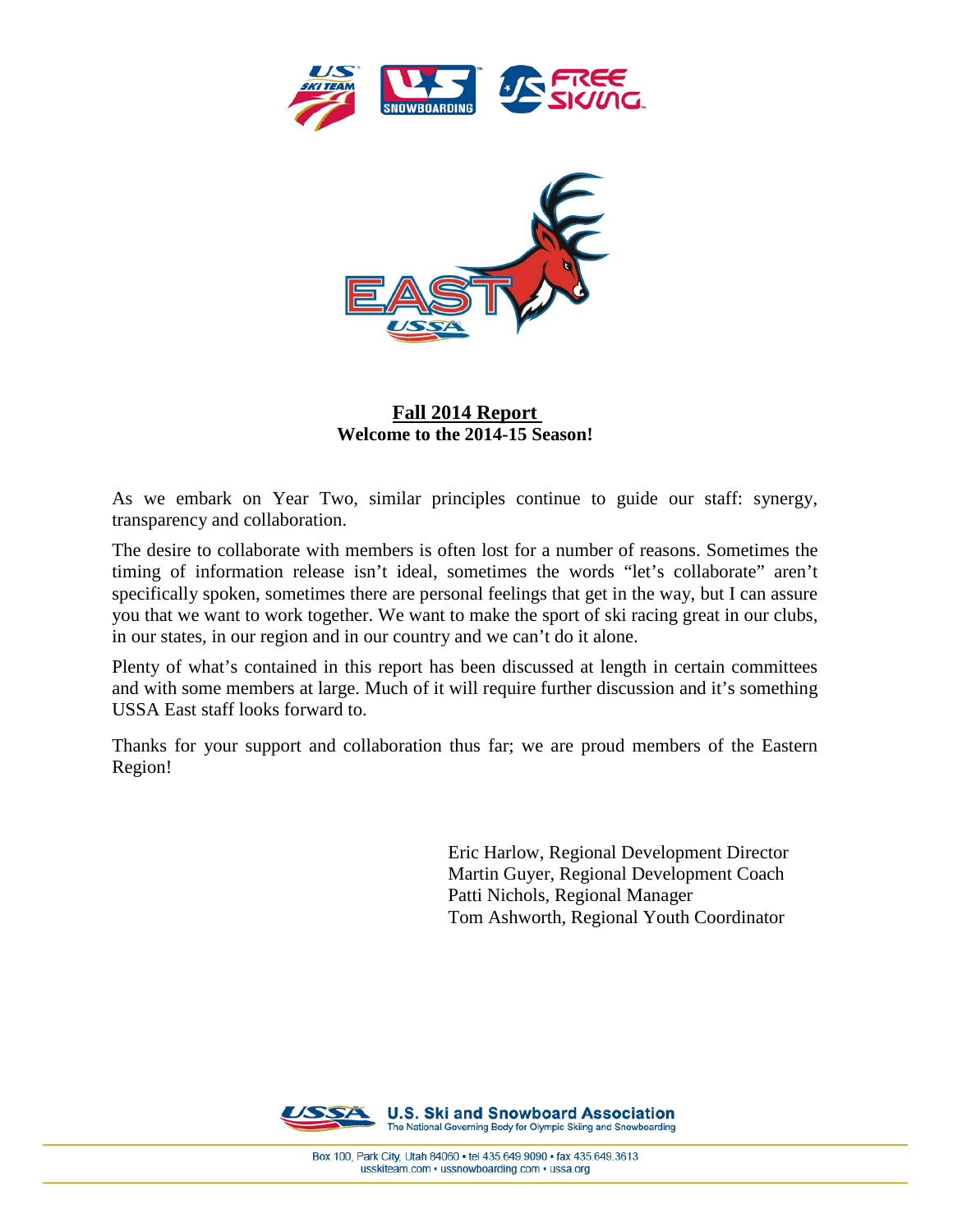# Fall 2014 Report

**Welcome to the 2014-15 Season!**

As we embark on Year Two, similar principles continue to guide our staff: synergy, transparency and collaboration.

The desire to collaborate with members is often lost for a number of reasons. Sometimes the timing of information release isn't ideal, sometimes the words "let's collaborate" aren't specifically spoken, sometimes there are personal feelings that get in the way, but I can assure you that we want to work together. We want to make the sport of ski racing great in our clubs, in our states, in our region and in our country and we can't do it alone.

Plenty of what's contained in this report has been discussed at length in certain committees and with some members at large. Much of it will require further discussion and it's something USSA East staff looks forward to.

Thanks for your support and collaboration thus far; we are proud members of the Eastern Region!

Eric Harlow, Regional Development Director
Martin Guyer, Regional Development Coach
Patti Nichols, Regional Manager
Tom Ashworth, Regional Youth Coordinator

**U.S. Ski and Snowboard Association**
The National Governing Body for Olympic Skiing and Snowboarding

Box 100, Park City, Utah 84060 • tel 435.649.9090 • fax 435.649.3613
usskiteam.com • ussnowboarding.com • ussa.org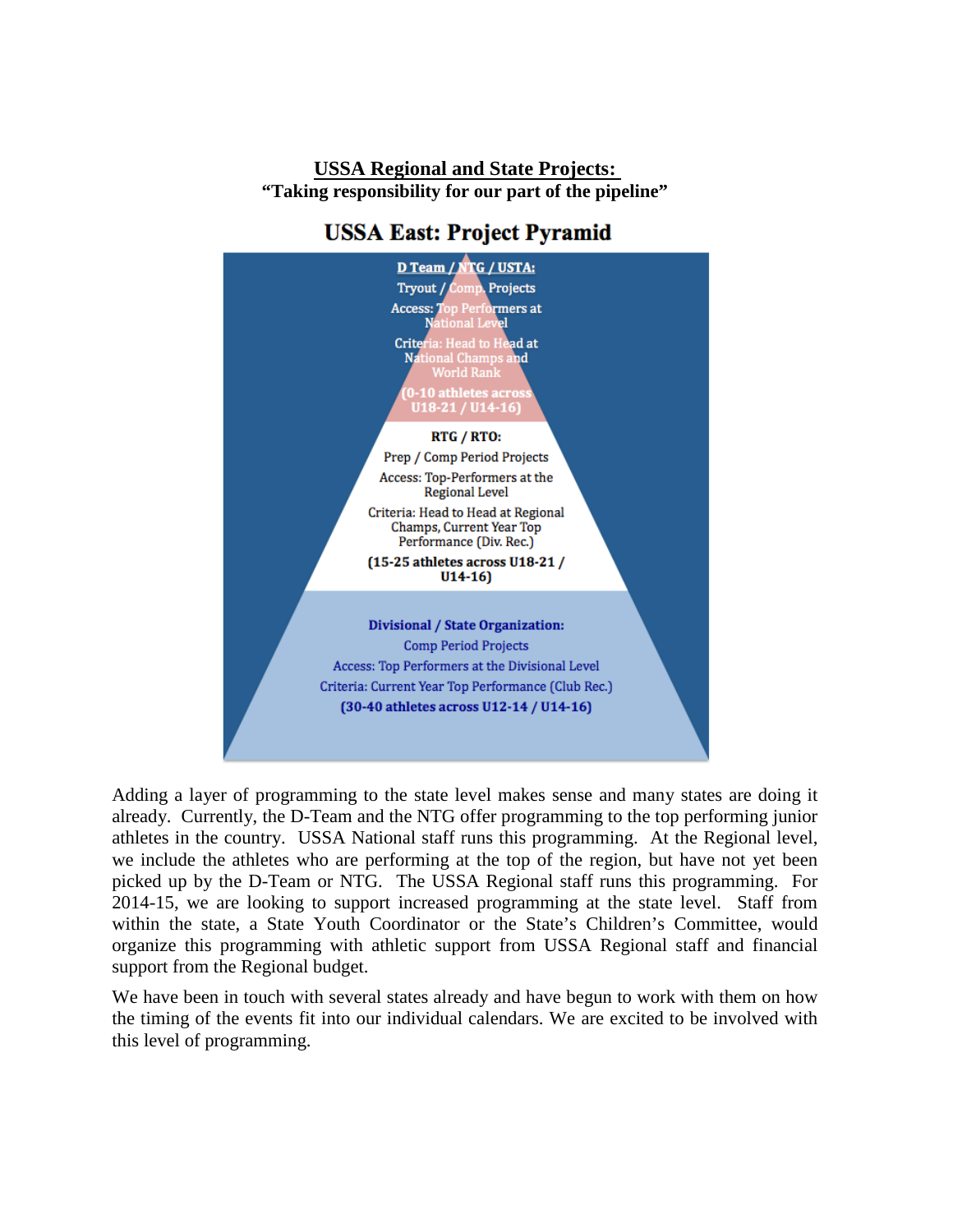**USSA Regional and State Projects:**
**"Taking responsibility for our part of the pipeline"**

## USSA East: Project Pyramid

**D Team / NTG / USTA:**
Tryout / Comp. Projects
Access: Top Performers at National Level
Criteria: Head to Head at National Champs and World Rank
**(0-10 athletes across U18-21 / U14-16)**

**RTG / RTO:**
Prep / Comp Period Projects
Access: Top-Performers at the Regional Level
Criteria: Head to Head at Regional Champs, Current Year Top Performance (Div. Rec.)
**(15-25 athletes across U18-21 / U14-16)**

**Divisional / State Organization:**
Comp Period Projects
Access: Top Performers at the Divisional Level
Criteria: Current Year Top Performance (Club Rec.)
**(30-40 athletes across U12-14 / U14-16)**

Adding a layer of programming to the state level makes sense and many states are doing it already. Currently, the D-Team and the NTG offer programming to the top performing junior athletes in the country. USSA National staff runs this programming. At the Regional level, we include the athletes who are performing at the top of the region, but have not yet been picked up by the D-Team or NTG. The USSA Regional staff runs this programming. For 2014-15, we are looking to support increased programming at the state level. Staff from within the state, a State Youth Coordinator or the State's Children's Committee, would organize this programming with athletic support from USSA Regional staff and financial support from the Regional budget.

We have been in touch with several states already and have begun to work with them on how the timing of the events fit into our individual calendars. We are excited to be involved with this level of programming.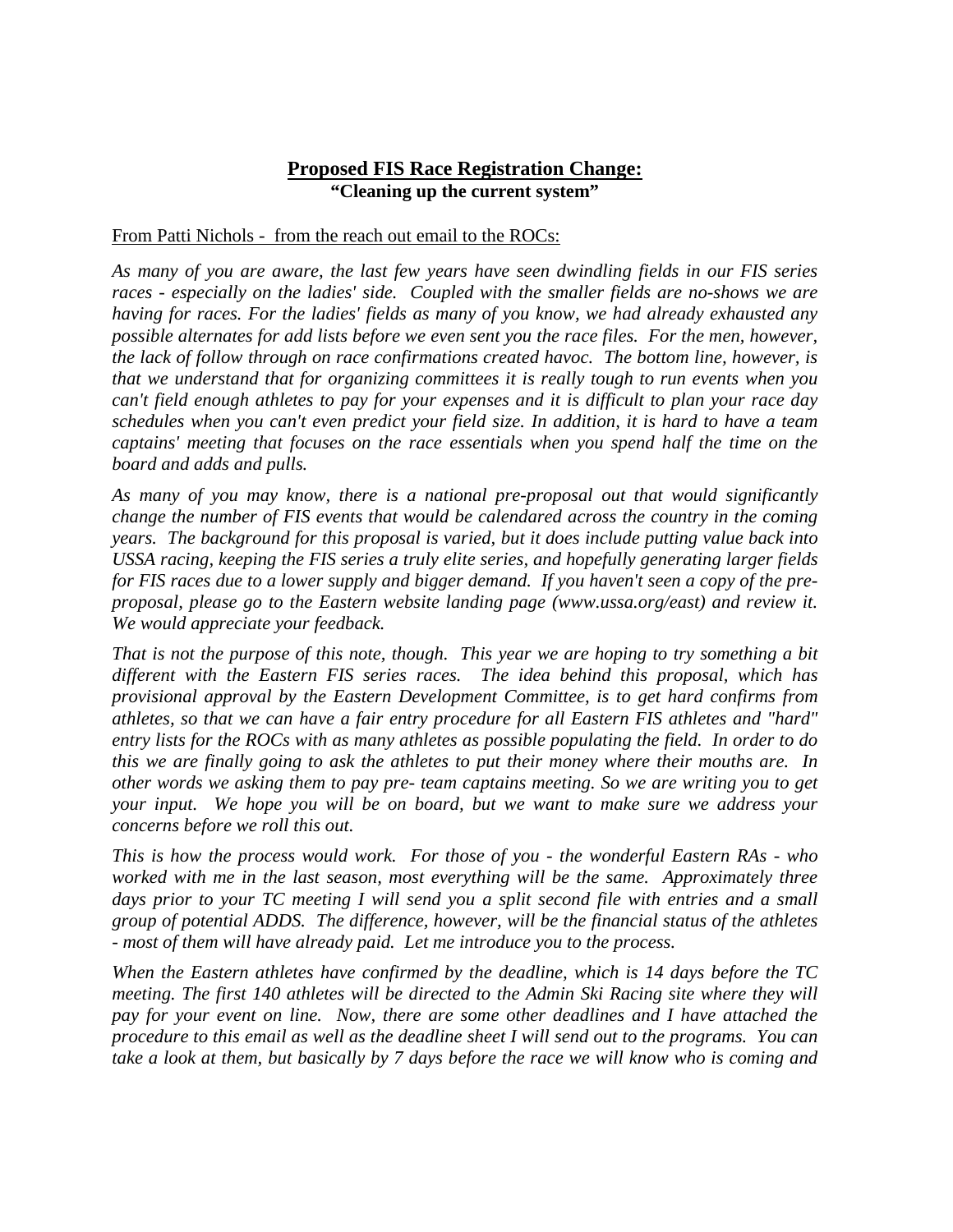## Proposed FIS Race Registration Change:
**"Cleaning up the current system"**

From Patti Nichols - from the reach out email to the ROCs:

*As many of you are aware, the last few years have seen dwindling fields in our FIS series races - especially on the ladies' side. Coupled with the smaller fields are no-shows we are having for races. For the ladies' fields as many of you know, we had already exhausted any possible alternates for add lists before we even sent you the race files. For the men, however, the lack of follow through on race confirmations created havoc. The bottom line, however, is that we understand that for organizing committees it is really tough to run events when you can't field enough athletes to pay for your expenses and it is difficult to plan your race day schedules when you can't even predict your field size. In addition, it is hard to have a team captains' meeting that focuses on the race essentials when you spend half the time on the board and adds and pulls.*

*As many of you may know, there is a national pre-proposal out that would significantly change the number of FIS events that would be calendared across the country in the coming years. The background for this proposal is varied, but it does include putting value back into USSA racing, keeping the FIS series a truly elite series, and hopefully generating larger fields for FIS races due to a lower supply and bigger demand. If you haven't seen a copy of the pre-proposal, please go to the Eastern website landing page (www.ussa.org/east) and review it. We would appreciate your feedback.*

*That is not the purpose of this note, though. This year we are hoping to try something a bit different with the Eastern FIS series races. The idea behind this proposal, which has provisional approval by the Eastern Development Committee, is to get hard confirms from athletes, so that we can have a fair entry procedure for all Eastern FIS athletes and "hard" entry lists for the ROCs with as many athletes as possible populating the field. In order to do this we are finally going to ask the athletes to put their money where their mouths are. In other words we asking them to pay pre- team captains meeting. So we are writing you to get your input. We hope you will be on board, but we want to make sure we address your concerns before we roll this out.*

*This is how the process would work. For those of you - the wonderful Eastern RAs - who worked with me in the last season, most everything will be the same. Approximately three days prior to your TC meeting I will send you a split second file with entries and a small group of potential ADDS. The difference, however, will be the financial status of the athletes - most of them will have already paid. Let me introduce you to the process.*

*When the Eastern athletes have confirmed by the deadline, which is 14 days before the TC meeting. The first 140 athletes will be directed to the Admin Ski Racing site where they will pay for your event on line. Now, there are some other deadlines and I have attached the procedure to this email as well as the deadline sheet I will send out to the programs. You can take a look at them, but basically by 7 days before the race we will know who is coming and*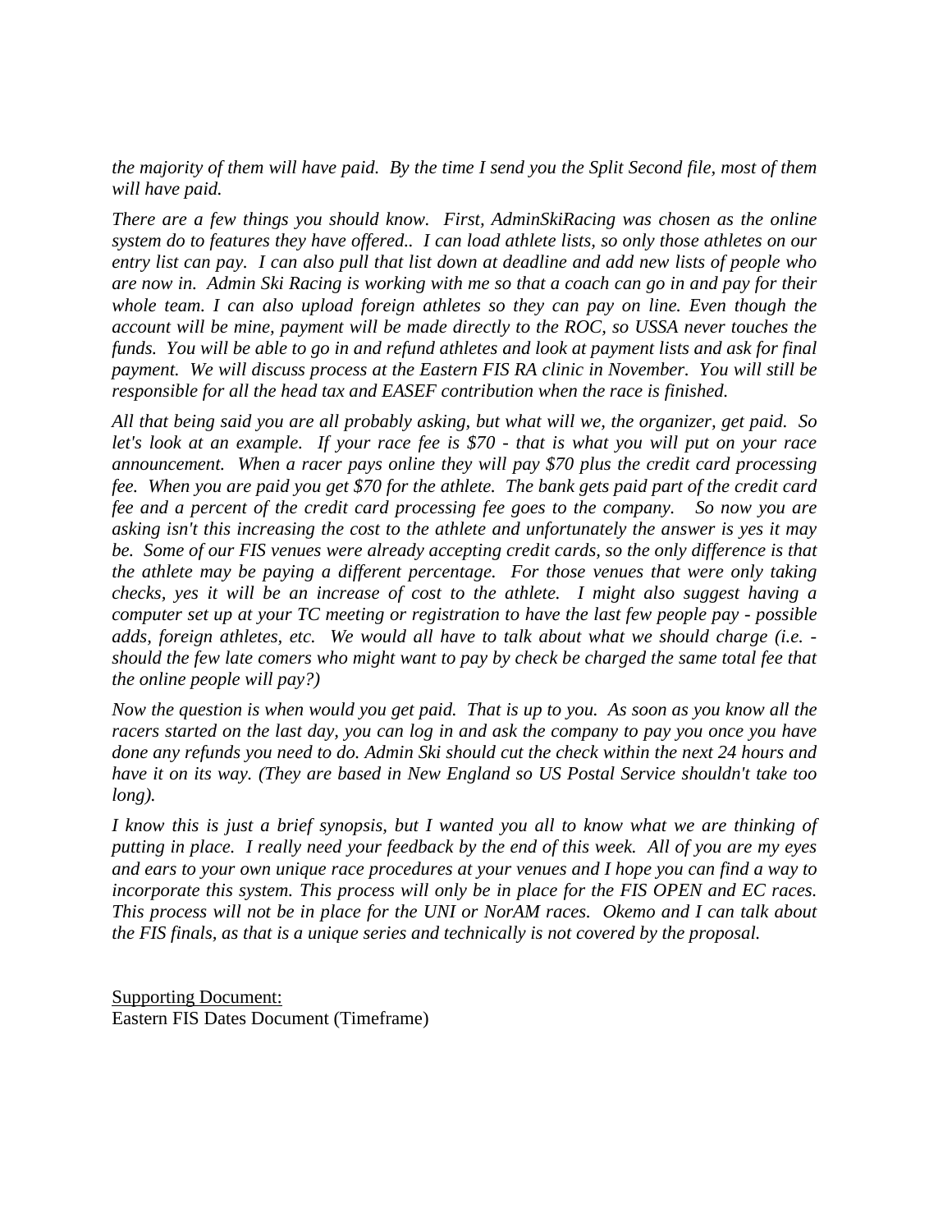*the majority of them will have paid. By the time I send you the Split Second file, most of them will have paid.*

*There are a few things you should know. First, AdminSkiRacing was chosen as the online system do to features they have offered.. I can load athlete lists, so only those athletes on our entry list can pay. I can also pull that list down at deadline and add new lists of people who are now in. Admin Ski Racing is working with me so that a coach can go in and pay for their whole team. I can also upload foreign athletes so they can pay on line. Even though the account will be mine, payment will be made directly to the ROC, so USSA never touches the funds. You will be able to go in and refund athletes and look at payment lists and ask for final payment. We will discuss process at the Eastern FIS RA clinic in November. You will still be responsible for all the head tax and EASEF contribution when the race is finished.*

*All that being said you are all probably asking, but what will we, the organizer, get paid. So let's look at an example. If your race fee is $70 - that is what you will put on your race announcement. When a racer pays online they will pay $70 plus the credit card processing fee. When you are paid you get $70 for the athlete. The bank gets paid part of the credit card fee and a percent of the credit card processing fee goes to the company. So now you are asking isn't this increasing the cost to the athlete and unfortunately the answer is yes it may be. Some of our FIS venues were already accepting credit cards, so the only difference is that the athlete may be paying a different percentage. For those venues that were only taking checks, yes it will be an increase of cost to the athlete. I might also suggest having a computer set up at your TC meeting or registration to have the last few people pay - possible adds, foreign athletes, etc. We would all have to talk about what we should charge (i.e. - should the few late comers who might want to pay by check be charged the same total fee that the online people will pay?)*

*Now the question is when would you get paid. That is up to you. As soon as you know all the racers started on the last day, you can log in and ask the company to pay you once you have done any refunds you need to do. Admin Ski should cut the check within the next 24 hours and have it on its way. (They are based in New England so US Postal Service shouldn't take too long).*

*I know this is just a brief synopsis, but I wanted you all to know what we are thinking of putting in place. I really need your feedback by the end of this week. All of you are my eyes and ears to your own unique race procedures at your venues and I hope you can find a way to incorporate this system. This process will only be in place for the FIS OPEN and EC races. This process will not be in place for the UNI or NorAM races. Okemo and I can talk about the FIS finals, as that is a unique series and technically is not covered by the proposal.*

<u>Supporting Document:</u>
Eastern FIS Dates Document (Timeframe)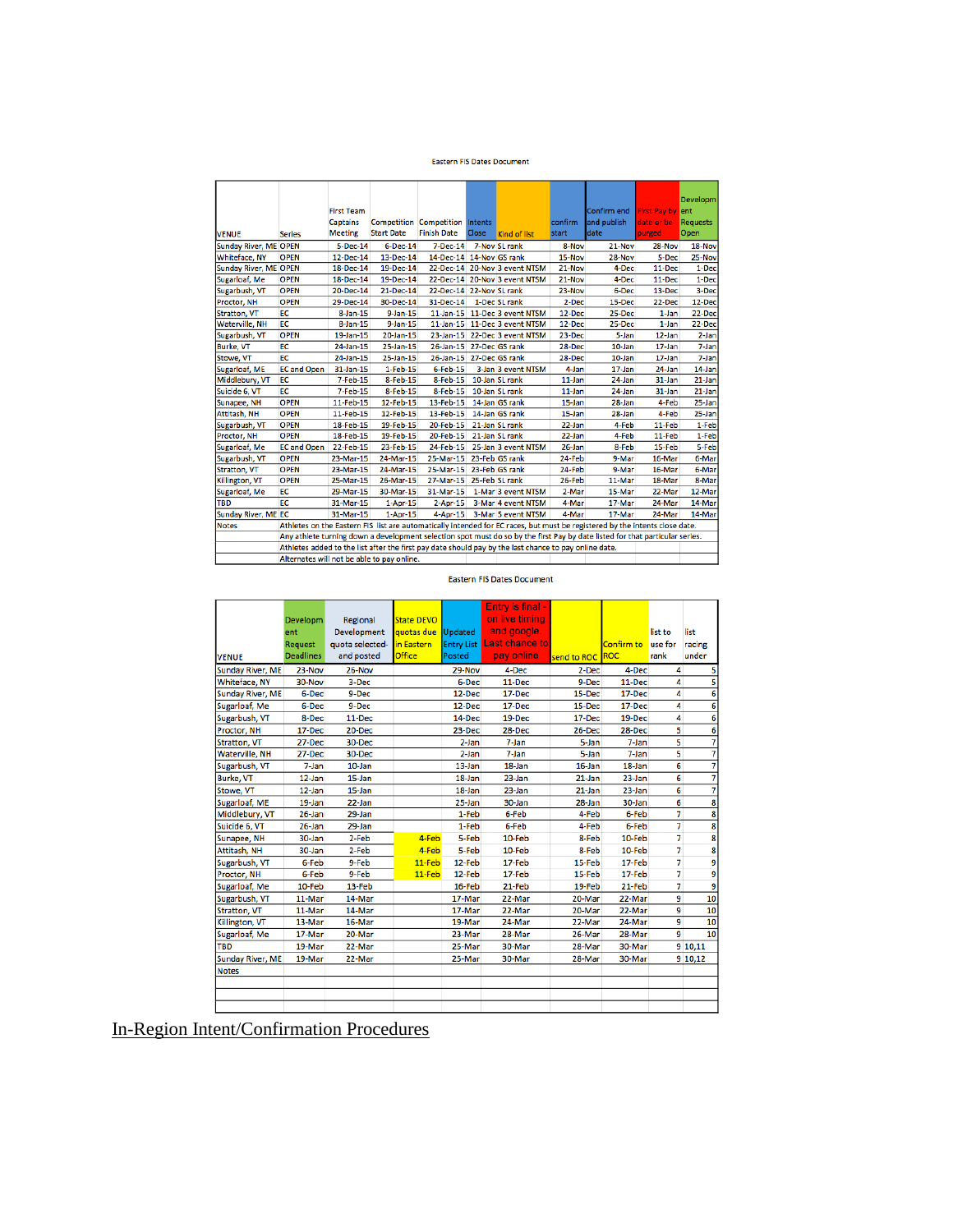Eastern FIS Dates Document

| VENUE | Series | First Team Captains Meeting | Competition Start Date | Competition Finish Date | Intents Close | Kind of list | confirm start | Confirm end and publish date | First Pay by date or be purged | Development Requests Open |
|---|---|---|---|---|---|---|---|---|---|---|
| Sunday River, ME | OPEN | 5-Dec-14 | 6-Dec-14 | 7-Dec-14 | 7-Nov | SL rank | 8-Nov | 21-Nov | 28-Nov | 18-Nov |
| Whiteface, NY | OPEN | 12-Dec-14 | 13-Dec-14 | 14-Dec-14 | 14-Nov | GS rank | 15-Nov | 28-Nov | 5-Dec | 25-Nov |
| Sunday River, ME | OPEN | 18-Dec-14 | 19-Dec-14 | 22-Dec-14 | 20-Nov | 3 event NTSM | 21-Nov | 4-Dec | 11-Dec | 1-Dec |
| Sugarloaf, Me | OPEN | 18-Dec-14 | 19-Dec-14 | 22-Dec-14 | 20-Nov | 3 event NTSM | 21-Nov | 4-Dec | 11-Dec | 1-Dec |
| Sugarbush, VT | OPEN | 20-Dec-14 | 21-Dec-14 | 22-Dec-14 | 22-Nov | SL rank | 23-Nov | 6-Dec | 13-Dec | 3-Dec |
| Proctor, NH | OPEN | 29-Dec-14 | 30-Dec-14 | 31-Dec-14 | 1-Dec | SL rank | 2-Dec | 15-Dec | 22-Dec | 12-Dec |
| Stratton, VT | EC | 8-Jan-15 | 9-Jan-15 | 11-Jan-15 | 11-Dec | 3 event NTSM | 12-Dec | 25-Dec | 1-Jan | 22-Dec |
| Waterville, NH | EC | 8-Jan-15 | 9-Jan-15 | 11-Jan-15 | 11-Dec | 3 event NTSM | 12-Dec | 25-Dec | 1-Jan | 22-Dec |
| Sugarbush, VT | OPEN | 19-Jan-15 | 20-Jan-15 | 23-Jan-15 | 22-Dec | 3 event NTSM | 23-Dec | 5-Jan | 12-Jan | 2-Jan |
| Burke, VT | EC | 24-Jan-15 | 25-Jan-15 | 26-Jan-15 | 27-Dec | GS rank | 28-Dec | 10-Jan | 17-Jan | 7-Jan |
| Stowe, VT | EC | 24-Jan-15 | 25-Jan-15 | 26-Jan-15 | 27-Dec | GS rank | 28-Dec | 10-Jan | 17-Jan | 7-Jan |
| Sugarloaf, ME | EC and Open | 31-Jan-15 | 1-Feb-15 | 6-Feb-15 | 3-Jan | 3 event NTSM | 4-Jan | 17-Jan | 24-Jan | 14-Jan |
| Middlebury, VT | EC | 7-Feb-15 | 8-Feb-15 | 8-Feb-15 | 10-Jan | SL rank | 11-Jan | 24-Jan | 31-Jan | 21-Jan |
| Suicide 6, VT | EC | 7-Feb-15 | 8-Feb-15 | 8-Feb-15 | 10-Jan | SL rank | 11-Jan | 24-Jan | 31-Jan | 21-Jan |
| Sunapee, NH | OPEN | 11-Feb-15 | 12-Feb-15 | 13-Feb-15 | 14-Jan | GS rank | 15-Jan | 28-Jan | 4-Feb | 25-Jan |
| Attitash, NH | OPEN | 11-Feb-15 | 12-Feb-15 | 13-Feb-15 | 14-Jan | GS rank | 15-Jan | 28-Jan | 4-Feb | 25-Jan |
| Sugarbush, VT | OPEN | 18-Feb-15 | 19-Feb-15 | 20-Feb-15 | 21-Jan | SL rank | 22-Jan | 4-Feb | 11-Feb | 1-Feb |
| Proctor, NH | OPEN | 18-Feb-15 | 19-Feb-15 | 20-Feb-15 | 21-Jan | SL rank | 22-Jan | 4-Feb | 11-Feb | 1-Feb |
| Sugarloaf, Me | EC and Open | 22-Feb-15 | 23-Feb-15 | 24-Feb-15 | 25-Jan | 3 event NTSM | 26-Jan | 8-Feb | 15-Feb | 5-Feb |
| Sugarbush, VT | OPEN | 23-Mar-15 | 24-Mar-15 | 25-Mar-15 | 23-Feb | GS rank | 24-Feb | 9-Mar | 16-Mar | 6-Mar |
| Stratton, VT | OPEN | 23-Mar-15 | 24-Mar-15 | 25-Mar-15 | 23-Feb | GS rank | 24-Feb | 9-Mar | 16-Mar | 6-Mar |
| Killington, VT | OPEN | 25-Mar-15 | 26-Mar-15 | 27-Mar-15 | 25-Feb | SL rank | 26-Feb | 11-Mar | 18-Mar | 8-Mar |
| Sugarloaf, Me | EC | 29-Mar-15 | 30-Mar-15 | 31-Mar-15 | 1-Mar | 3 event NTSM | 2-Mar | 15-Mar | 22-Mar | 12-Mar |
| TBD | EC | 31-Mar-15 | 1-Apr-15 | 2-Apr-15 | 3-Mar | 4 event NTSM | 4-Mar | 17-Mar | 24-Mar | 14-Mar |
| Sunday River, ME | EC | 31-Mar-15 | 1-Apr-15 | 4-Apr-15 | 3-Mar | 5 event NTSM | 4-Mar | 17-Mar | 24-Mar | 14-Mar |
| Notes | Athletes on the Eastern FIS list are automatically intended for EC races, but must be registered by the intents close date. | | | | | | | | | |
| | Any athlete turning down a development selection spot must do so by the First Pay by date listed for that particular series. | | | | | | | | | |
| | Athletes added to the list after the first pay date should pay by the last chance to pay online date. | | | | | | | | | |
| | Alternates will not be able to pay online. | | | | | | | | | |

Eastern FIS Dates Document

| VENUE | Development Request Deadlines | Regional Development quota selected-and posted | State DEVO quotas due in Eastern Office | Updated Entry List Posted | Entry is final - on live timing and google Last chance to pay online | send to ROC | Confirm to ROC | list to use for rank | list racing under |
|---|---|---|---|---|---|---|---|---|---|
| Sunday River, ME | 23-Nov | 26-Nov | | 29-Nov | 4-Dec | 2-Dec | 4-Dec | 4 | 5 |
| Whiteface, NY | 30-Nov | 3-Dec | | 6-Dec | 11-Dec | 9-Dec | 11-Dec | 4 | 5 |
| Sunday River, ME | 6-Dec | 9-Dec | | 12-Dec | 17-Dec | 15-Dec | 17-Dec | 4 | 6 |
| Sugarloaf, Me | 6-Dec | 9-Dec | | 12-Dec | 17-Dec | 15-Dec | 17-Dec | 4 | 6 |
| Sugarbush, VT | 8-Dec | 11-Dec | | 14-Dec | 19-Dec | 17-Dec | 19-Dec | 4 | 6 |
| Proctor, NH | 17-Dec | 20-Dec | | 23-Dec | 28-Dec | 26-Dec | 28-Dec | 5 | 6 |
| Stratton, VT | 27-Dec | 30-Dec | | 2-Jan | 7-Jan | 5-Jan | 7-Jan | 5 | 7 |
| Waterville, NH | 27-Dec | 30-Dec | | 2-Jan | 7-Jan | 5-Jan | 7-Jan | 5 | 7 |
| Sugarbush, VT | 7-Jan | 10-Jan | | 13-Jan | 18-Jan | 16-Jan | 18-Jan | 6 | 7 |
| Burke, VT | 12-Jan | 15-Jan | | 18-Jan | 23-Jan | 21-Jan | 23-Jan | 6 | 7 |
| Stowe, VT | 12-Jan | 15-Jan | | 18-Jan | 23-Jan | 21-Jan | 23-Jan | 6 | 7 |
| Sugarloaf, ME | 19-Jan | 22-Jan | | 25-Jan | 30-Jan | 28-Jan | 30-Jan | 6 | 8 |
| Middlebury, VT | 26-Jan | 29-Jan | | 1-Feb | 6-Feb | 4-Feb | 6-Feb | 7 | 8 |
| Suicide 6, VT | 26-Jan | 29-Jan | | 1-Feb | 6-Feb | 4-Feb | 6-Feb | 7 | 8 |
| Sunapee, NH | 30-Jan | 2-Feb | 4-Feb | 5-Feb | 10-Feb | 8-Feb | 10-Feb | 7 | 8 |
| Attitash, NH | 30-Jan | 2-Feb | 4-Feb | 5-Feb | 10-Feb | 8-Feb | 10-Feb | 7 | 8 |
| Sugarbush, VT | 6-Feb | 9-Feb | 11-Feb | 12-Feb | 17-Feb | 15-Feb | 17-Feb | 7 | 9 |
| Proctor, NH | 6-Feb | 9-Feb | 11-Feb | 12-Feb | 17-Feb | 15-Feb | 17-Feb | 7 | 9 |
| Sugarloaf, Me | 10-Feb | 13-Feb | | 16-Feb | 21-Feb | 19-Feb | 21-Feb | 7 | 9 |
| Sugarbush, VT | 11-Mar | 14-Mar | | 17-Mar | 22-Mar | 20-Mar | 22-Mar | 9 | 10 |
| Stratton, VT | 11-Mar | 14-Mar | | 17-Mar | 22-Mar | 20-Mar | 22-Mar | 9 | 10 |
| Killington, VT | 13-Mar | 16-Mar | | 19-Mar | 24-Mar | 22-Mar | 24-Mar | 9 | 10 |
| Sugarloaf, Me | 17-Mar | 20-Mar | | 23-Mar | 28-Mar | 26-Mar | 28-Mar | 9 | 10 |
| TBD | 19-Mar | 22-Mar | | 25-Mar | 30-Mar | 28-Mar | 30-Mar | 9 | 10,11 |
| Sunday River, ME | 19-Mar | 22-Mar | | 25-Mar | 30-Mar | 28-Mar | 30-Mar | 9 | 10,12 |
| Notes | | | | | | | | | |

## In-Region Intent/Confirmation Procedures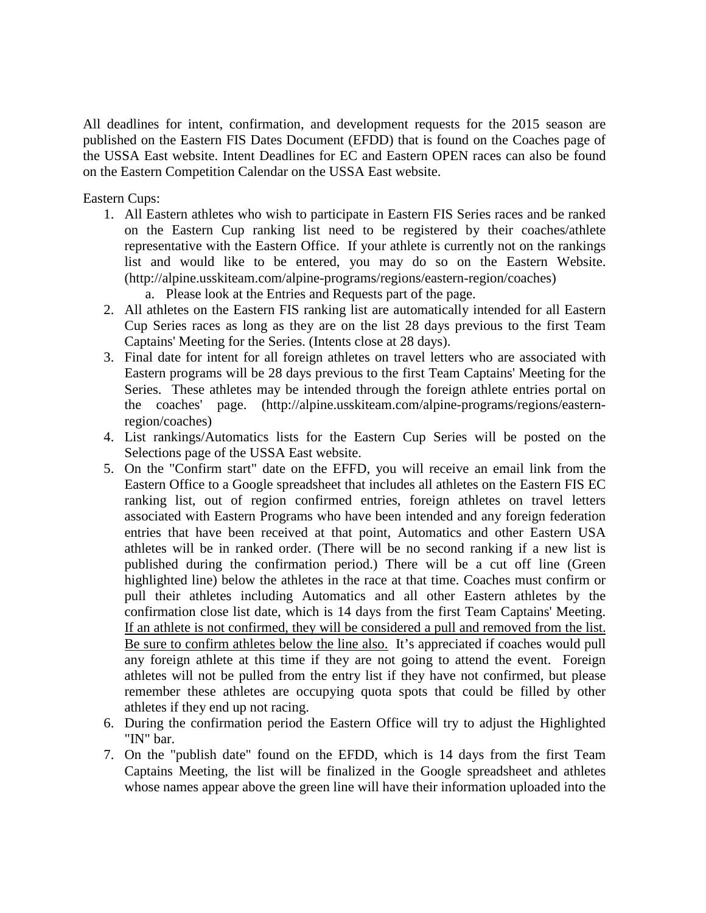All deadlines for intent, confirmation, and development requests for the 2015 season are published on the Eastern FIS Dates Document (EFDD) that is found on the Coaches page of the USSA East website. Intent Deadlines for EC and Eastern OPEN races can also be found on the Eastern Competition Calendar on the USSA East website.

Eastern Cups:

1. All Eastern athletes who wish to participate in Eastern FIS Series races and be ranked on the Eastern Cup ranking list need to be registered by their coaches/athlete representative with the Eastern Office. If your athlete is currently not on the rankings list and would like to be entered, you may do so on the Eastern Website. (http://alpine.usskiteam.com/alpine-programs/regions/eastern-region/coaches)
   a. Please look at the Entries and Requests part of the page.
2. All athletes on the Eastern FIS ranking list are automatically intended for all Eastern Cup Series races as long as they are on the list 28 days previous to the first Team Captains' Meeting for the Series. (Intents close at 28 days).
3. Final date for intent for all foreign athletes on travel letters who are associated with Eastern programs will be 28 days previous to the first Team Captains' Meeting for the Series. These athletes may be intended through the foreign athlete entries portal on the coaches' page. (http://alpine.usskiteam.com/alpine-programs/regions/eastern-region/coaches)
4. List rankings/Automatics lists for the Eastern Cup Series will be posted on the Selections page of the USSA East website.
5. On the "Confirm start" date on the EFFD, you will receive an email link from the Eastern Office to a Google spreadsheet that includes all athletes on the Eastern FIS EC ranking list, out of region confirmed entries, foreign athletes on travel letters associated with Eastern Programs who have been intended and any foreign federation entries that have been received at that point, Automatics and other Eastern USA athletes will be in ranked order. (There will be no second ranking if a new list is published during the confirmation period.) There will be a cut off line (Green highlighted line) below the athletes in the race at that time. Coaches must confirm or pull their athletes including Automatics and all other Eastern athletes by the confirmation close list date, which is 14 days from the first Team Captains' Meeting. <u>If an athlete is not confirmed, they will be considered a pull and removed from the list. Be sure to confirm athletes below the line also.</u> It's appreciated if coaches would pull any foreign athlete at this time if they are not going to attend the event. Foreign athletes will not be pulled from the entry list if they have not confirmed, but please remember these athletes are occupying quota spots that could be filled by other athletes if they end up not racing.
6. During the confirmation period the Eastern Office will try to adjust the Highlighted "IN" bar.
7. On the "publish date" found on the EFDD, which is 14 days from the first Team Captains Meeting, the list will be finalized in the Google spreadsheet and athletes whose names appear above the green line will have their information uploaded into the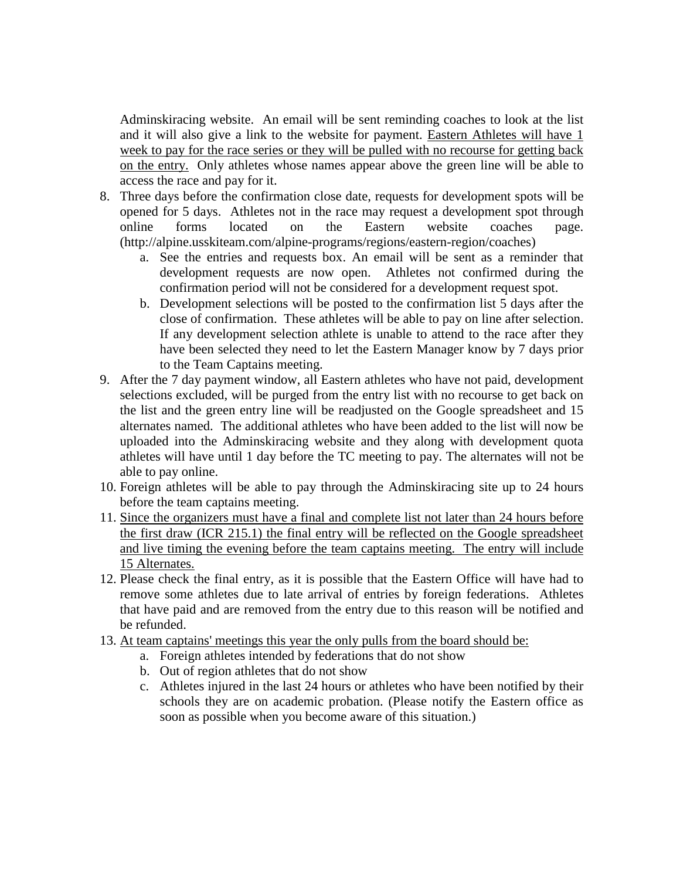Adminskiracing website. An email will be sent reminding coaches to look at the list and it will also give a link to the website for payment. <u>Eastern Athletes will have 1 week to pay for the race series or they will be pulled with no recourse for getting back on the entry.</u> Only athletes whose names appear above the green line will be able to access the race and pay for it.

8. Three days before the confirmation close date, requests for development spots will be opened for 5 days. Athletes not in the race may request a development spot through online forms located on the Eastern website coaches page. (http://alpine.usskiteam.com/alpine-programs/regions/eastern-region/coaches)
    a. See the entries and requests box. An email will be sent as a reminder that development requests are now open. Athletes not confirmed during the confirmation period will not be considered for a development request spot.
    b. Development selections will be posted to the confirmation list 5 days after the close of confirmation. These athletes will be able to pay on line after selection. If any development selection athlete is unable to attend to the race after they have been selected they need to let the Eastern Manager know by 7 days prior to the Team Captains meeting.
9. After the 7 day payment window, all Eastern athletes who have not paid, development selections excluded, will be purged from the entry list with no recourse to get back on the list and the green entry line will be readjusted on the Google spreadsheet and 15 alternates named. The additional athletes who have been added to the list will now be uploaded into the Adminskiracing website and they along with development quota athletes will have until 1 day before the TC meeting to pay. The alternates will not be able to pay online.
10. Foreign athletes will be able to pay through the Adminskiracing site up to 24 hours before the team captains meeting.
11. <u>Since the organizers must have a final and complete list not later than 24 hours before the first draw (ICR 215.1) the final entry will be reflected on the Google spreadsheet and live timing the evening before the team captains meeting. The entry will include 15 Alternates.</u>
12. Please check the final entry, as it is possible that the Eastern Office will have had to remove some athletes due to late arrival of entries by foreign federations. Athletes that have paid and are removed from the entry due to this reason will be notified and be refunded.
13. <u>At team captains' meetings this year the only pulls from the board should be:</u>
    a. Foreign athletes intended by federations that do not show
    b. Out of region athletes that do not show
    c. Athletes injured in the last 24 hours or athletes who have been notified by their schools they are on academic probation. (Please notify the Eastern office as soon as possible when you become aware of this situation.)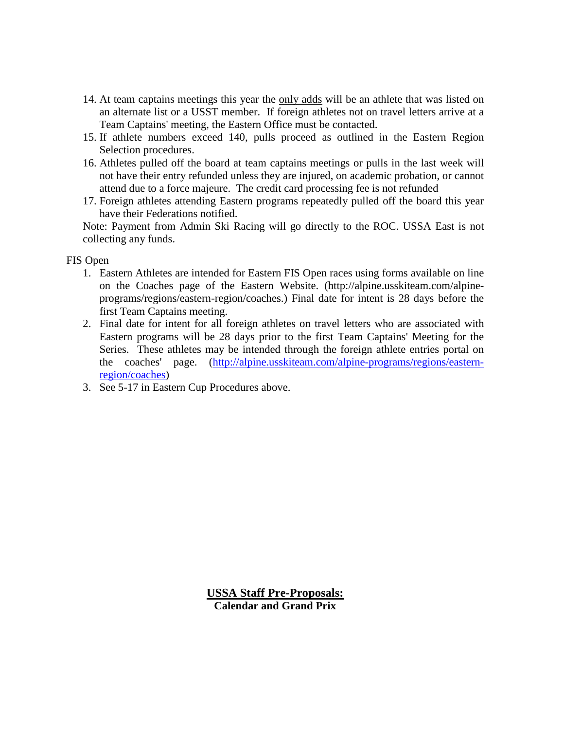14. At team captains meetings this year the <u>only adds</u> will be an athlete that was listed on an alternate list or a USST member. If foreign athletes not on travel letters arrive at a Team Captains' meeting, the Eastern Office must be contacted.
15. If athlete numbers exceed 140, pulls proceed as outlined in the Eastern Region Selection procedures.
16. Athletes pulled off the board at team captains meetings or pulls in the last week will not have their entry refunded unless they are injured, on academic probation, or cannot attend due to a force majeure. The credit card processing fee is not refunded
17. Foreign athletes attending Eastern programs repeatedly pulled off the board this year have their Federations notified.

Note: Payment from Admin Ski Racing will go directly to the ROC. USSA East is not collecting any funds.

FIS Open

1. Eastern Athletes are intended for Eastern FIS Open races using forms available on line on the Coaches page of the Eastern Website. (http://alpine.usskiteam.com/alpine-programs/regions/eastern-region/coaches.) Final date for intent is 28 days before the first Team Captains meeting.
2. Final date for intent for all foreign athletes on travel letters who are associated with Eastern programs will be 28 days prior to the first Team Captains' Meeting for the Series. These athletes may be intended through the foreign athlete entries portal on the coaches' page. ([http://alpine.usskiteam.com/alpine-programs/regions/eastern-region/coaches](http://alpine.usskiteam.com/alpine-programs/regions/eastern-region/coaches))
3. See 5-17 in Eastern Cup Procedures above.

## <u>USSA Staff Pre-Proposals:</u>

**Calendar and Grand Prix**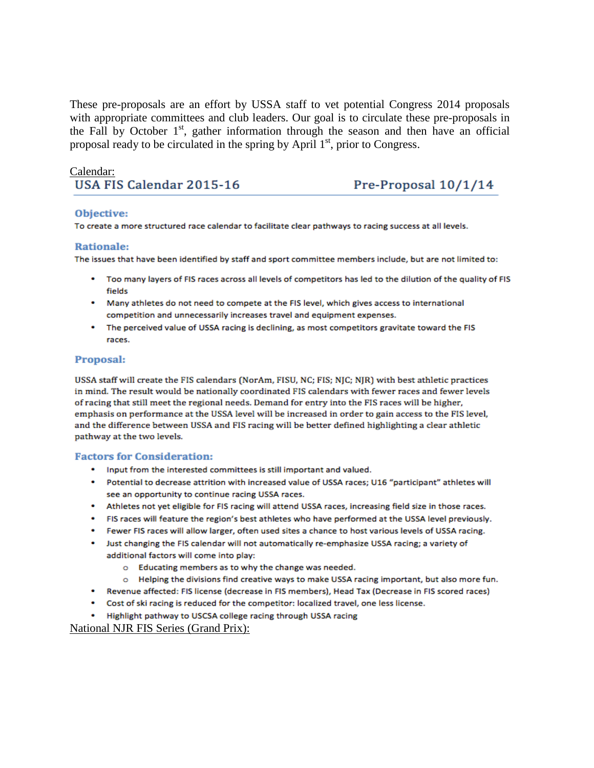These pre-proposals are an effort by USSA staff to vet potential Congress 2014 proposals with appropriate committees and club leaders. Our goal is to circulate these pre-proposals in the Fall by October 1st, gather information through the season and then have an official proposal ready to be circulated in the spring by April 1st, prior to Congress.

Calendar:

## USA FIS Calendar 2015-16 — Pre-Proposal 10/1/14

### Objective:

To create a more structured race calendar to facilitate clear pathways to racing success at all levels.

### Rationale:

The issues that have been identified by staff and sport committee members include, but are not limited to:

- Too many layers of FIS races across all levels of competitors has led to the dilution of the quality of FIS fields
- Many athletes do not need to compete at the FIS level, which gives access to international competition and unnecessarily increases travel and equipment expenses.
- The perceived value of USSA racing is declining, as most competitors gravitate toward the FIS races.

### Proposal:

USSA staff will create the FIS calendars (NorAm, FISU, NC; FIS; NJC; NJR) with best athletic practices in mind. The result would be nationally coordinated FIS calendars with fewer races and fewer levels of racing that still meet the regional needs. Demand for entry into the FIS races will be higher, emphasis on performance at the USSA level will be increased in order to gain access to the FIS level, and the difference between USSA and FIS racing will be better defined highlighting a clear athletic pathway at the two levels.

### Factors for Consideration:

- Input from the interested committees is still important and valued.
- Potential to decrease attrition with increased value of USSA races; U16 "participant" athletes will see an opportunity to continue racing USSA races.
- Athletes not yet eligible for FIS racing will attend USSA races, increasing field size in those races.
- FIS races will feature the region's best athletes who have performed at the USSA level previously.
- Fewer FIS races will allow larger, often used sites a chance to host various levels of USSA racing.
- Just changing the FIS calendar will not automatically re-emphasize USSA racing; a variety of additional factors will come into play:
  - Educating members as to why the change was needed.
  - Helping the divisions find creative ways to make USSA racing important, but also more fun.
- Revenue affected: FIS license (decrease in FIS members), Head Tax (Decrease in FIS scored races)
- Cost of ski racing is reduced for the competitor: localized travel, one less license.
- Highlight pathway to USCSA college racing through USSA racing

National NJR FIS Series (Grand Prix):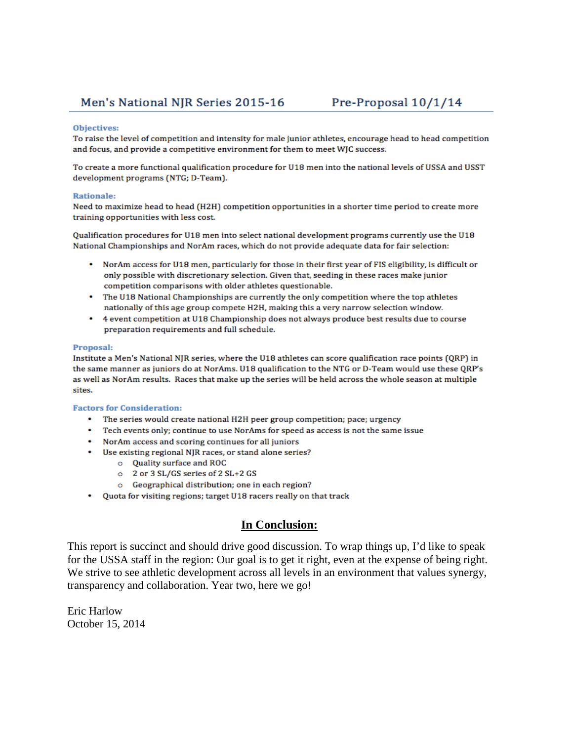## Men's National NJR Series 2015-16 Pre-Proposal 10/1/14

**Objectives:**

To raise the level of competition and intensity for male junior athletes, encourage head to head competition and focus, and provide a competitive environment for them to meet WJC success.

To create a more functional qualification procedure for U18 men into the national levels of USSA and USST development programs (NTG; D-Team).

**Rationale:**

Need to maximize head to head (H2H) competition opportunities in a shorter time period to create more training opportunities with less cost.

Qualification procedures for U18 men into select national development programs currently use the U18 National Championships and NorAm races, which do not provide adequate data for fair selection:

- NorAm access for U18 men, particularly for those in their first year of FIS eligibility, is difficult or only possible with discretionary selection. Given that, seeding in these races make junior competition comparisons with older athletes questionable.
- The U18 National Championships are currently the only competition where the top athletes nationally of this age group compete H2H, making this a very narrow selection window.
- 4 event competition at U18 Championship does not always produce best results due to course preparation requirements and full schedule.

**Proposal:**

Institute a Men's National NJR series, where the U18 athletes can score qualification race points (QRP) in the same manner as juniors do at NorAms. U18 qualification to the NTG or D-Team would use these QRP's as well as NorAm results. Races that make up the series will be held across the whole season at multiple sites.

**Factors for Consideration:**

- The series would create national H2H peer group competition; pace; urgency
- Tech events only; continue to use NorAms for speed as access is not the same issue
- NorAm access and scoring continues for all juniors
- Use existing regional NJR races, or stand alone series?
  - Quality surface and ROC
  - 2 or 3 SL/GS series of 2 SL+2 GS
  - Geographical distribution; one in each region?
- Quota for visiting regions; target U18 racers really on that track

## In Conclusion:

This report is succinct and should drive good discussion. To wrap things up, I'd like to speak for the USSA staff in the region: Our goal is to get it right, even at the expense of being right. We strive to see athletic development across all levels in an environment that values synergy, transparency and collaboration. Year two, here we go!

Eric Harlow
October 15, 2014